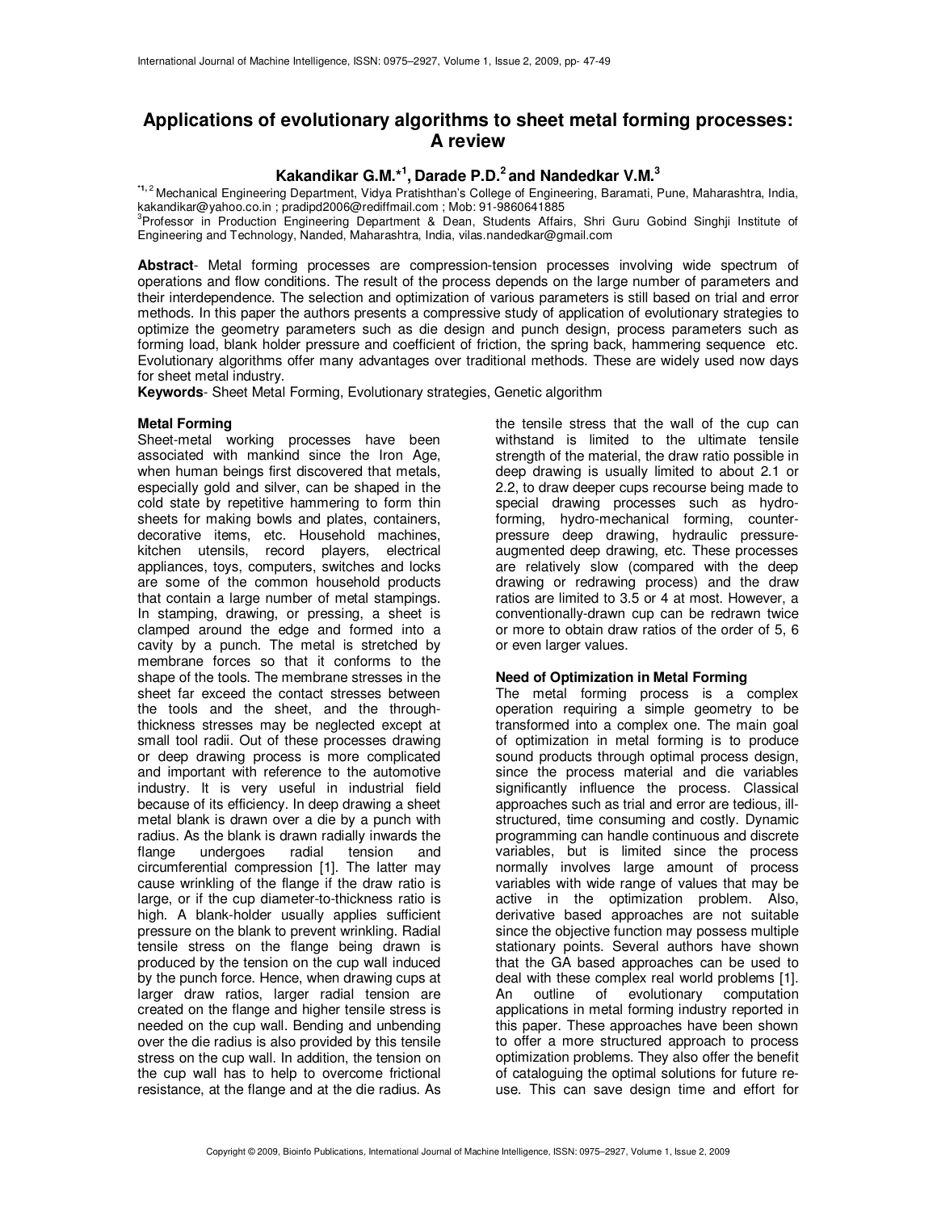# Applications of evolutionary algorithms to sheet metal forming processes: A review

**Kakandikar G.M.*[1], Darade P.D.[2] and Nandedkar V.M.[3]**

*[1, 2] Mechanical Engineering Department, Vidya Pratishthan's College of Engineering, Baramati, Pune, Maharashtra, India, kakandikar@yahoo.co.in ; pradipd2006@rediffmail.com ; Mob: 91-9860641885

[3]Professor in Production Engineering Department & Dean, Students Affairs, Shri Guru Gobind Singhji Institute of Engineering and Technology, Nanded, Maharashtra, India, vilas.nandedkar@gmail.com

**Abstract**- Metal forming processes are compression-tension processes involving wide spectrum of operations and flow conditions. The result of the process depends on the large number of parameters and their interdependence. The selection and optimization of various parameters is still based on trial and error methods. In this paper the authors presents a compressive study of application of evolutionary strategies to optimize the geometry parameters such as die design and punch design, process parameters such as forming load, blank holder pressure and coefficient of friction, the spring back, hammering sequence etc. Evolutionary algorithms offer many advantages over traditional methods. These are widely used now days for sheet metal industry.

**Keywords**- Sheet Metal Forming, Evolutionary strategies, Genetic algorithm

## Metal Forming

Sheet-metal working processes have been associated with mankind since the Iron Age, when human beings first discovered that metals, especially gold and silver, can be shaped in the cold state by repetitive hammering to form thin sheets for making bowls and plates, containers, decorative items, etc. Household machines, kitchen utensils, record players, electrical appliances, toys, computers, switches and locks are some of the common household products that contain a large number of metal stampings. In stamping, drawing, or pressing, a sheet is clamped around the edge and formed into a cavity by a punch. The metal is stretched by membrane forces so that it conforms to the shape of the tools. The membrane stresses in the sheet far exceed the contact stresses between the tools and the sheet, and the through-thickness stresses may be neglected except at small tool radii. Out of these processes drawing or deep drawing process is more complicated and important with reference to the automotive industry. It is very useful in industrial field because of its efficiency. In deep drawing a sheet metal blank is drawn over a die by a punch with radius. As the blank is drawn radially inwards the flange undergoes radial tension and circumferential compression [1]. The latter may cause wrinkling of the flange if the draw ratio is large, or if the cup diameter-to-thickness ratio is high. A blank-holder usually applies sufficient pressure on the blank to prevent wrinkling. Radial tensile stress on the flange being drawn is produced by the tension on the cup wall induced by the punch force. Hence, when drawing cups at larger draw ratios, larger radial tension are created on the flange and higher tensile stress is needed on the cup wall. Bending and unbending over the die radius is also provided by this tensile stress on the cup wall. In addition, the tension on the cup wall has to help to overcome frictional resistance, at the flange and at the die radius. As the tensile stress that the wall of the cup can withstand is limited to the ultimate tensile strength of the material, the draw ratio possible in deep drawing is usually limited to about 2.1 or 2.2, to draw deeper cups recourse being made to special drawing processes such as hydro-forming, hydro-mechanical forming, counter-pressure deep drawing, hydraulic pressure-augmented deep drawing, etc. These processes are relatively slow (compared with the deep drawing or redrawing process) and the draw ratios are limited to 3.5 or 4 at most. However, a conventionally-drawn cup can be redrawn twice or more to obtain draw ratios of the order of 5, 6 or even larger values.

## Need of Optimization in Metal Forming

The metal forming process is a complex operation requiring a simple geometry to be transformed into a complex one. The main goal of optimization in metal forming is to produce sound products through optimal process design, since the process material and die variables significantly influence the process. Classical approaches such as trial and error are tedious, ill-structured, time consuming and costly. Dynamic programming can handle continuous and discrete variables, but is limited since the process normally involves large amount of process variables with wide range of values that may be active in the optimization problem. Also, derivative based approaches are not suitable since the objective function may possess multiple stationary points. Several authors have shown that the GA based approaches can be used to deal with these complex real world problems [1]. An outline of evolutionary computation applications in metal forming industry reported in this paper. These approaches have been shown to offer a more structured approach to process optimization problems. They also offer the benefit of cataloguing the optimal solutions for future re-use. This can save design time and effort for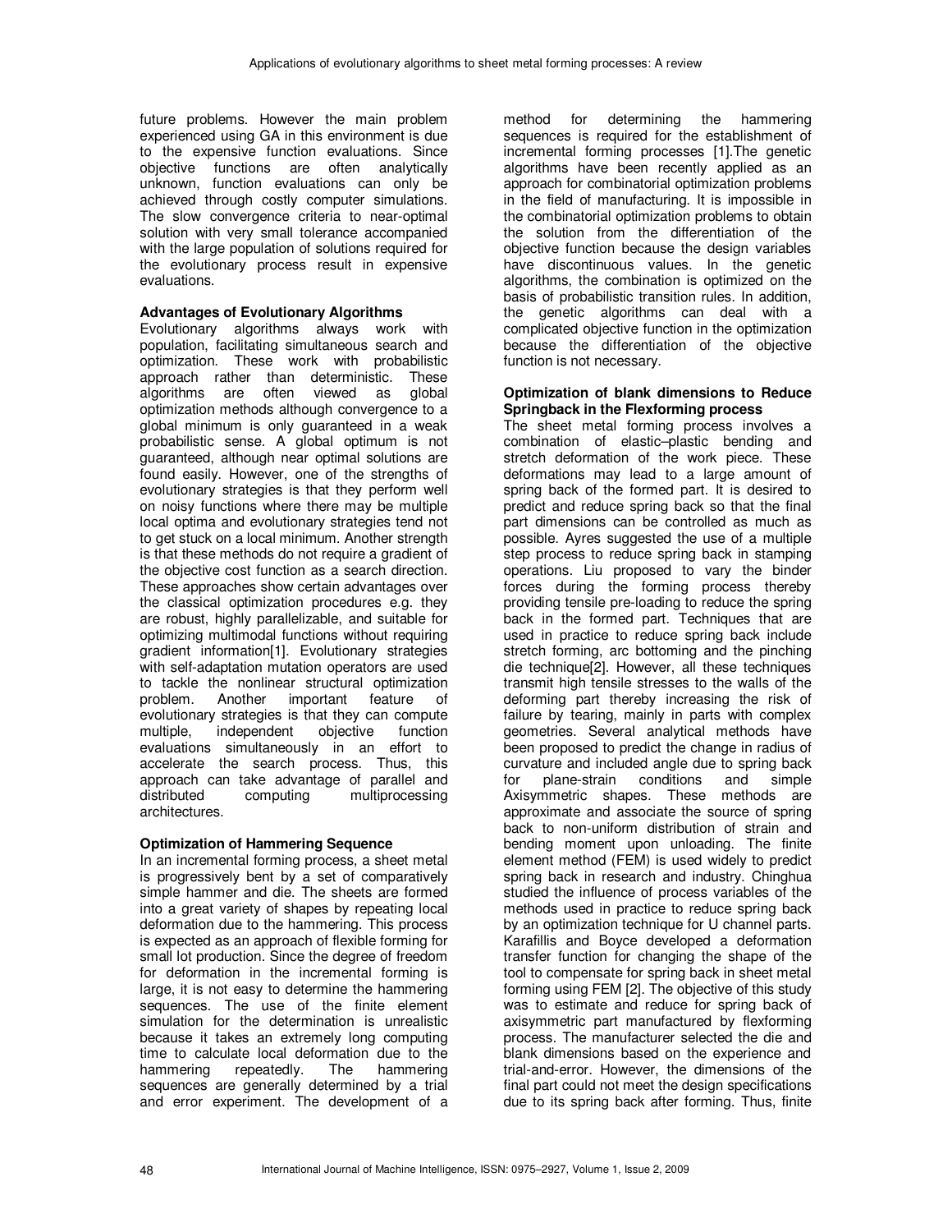future problems. However the main problem experienced using GA in this environment is due to the expensive function evaluations. Since objective functions are often analytically unknown, function evaluations can only be achieved through costly computer simulations. The slow convergence criteria to near-optimal solution with very small tolerance accompanied with the large population of solutions required for the evolutionary process result in expensive evaluations.

**Advantages of Evolutionary Algorithms**

Evolutionary algorithms always work with population, facilitating simultaneous search and optimization. These work with probabilistic approach rather than deterministic. These algorithms are often viewed as global optimization methods although convergence to a global minimum is only guaranteed in a weak probabilistic sense. A global optimum is not guaranteed, although near optimal solutions are found easily. However, one of the strengths of evolutionary strategies is that they perform well on noisy functions where there may be multiple local optima and evolutionary strategies tend not to get stuck on a local minimum. Another strength is that these methods do not require a gradient of the objective cost function as a search direction. These approaches show certain advantages over the classical optimization procedures e.g. they are robust, highly parallelizable, and suitable for optimizing multimodal functions without requiring gradient information[1]. Evolutionary strategies with self-adaptation mutation operators are used to tackle the nonlinear structural optimization problem. Another important feature of evolutionary strategies is that they can compute multiple, independent objective function evaluations simultaneously in an effort to accelerate the search process. Thus, this approach can take advantage of parallel and distributed computing multiprocessing architectures.

**Optimization of Hammering Sequence**

In an incremental forming process, a sheet metal is progressively bent by a set of comparatively simple hammer and die. The sheets are formed into a great variety of shapes by repeating local deformation due to the hammering. This process is expected as an approach of flexible forming for small lot production. Since the degree of freedom for deformation in the incremental forming is large, it is not easy to determine the hammering sequences. The use of the finite element simulation for the determination is unrealistic because it takes an extremely long computing time to calculate local deformation due to the hammering repeatedly. The hammering sequences are generally determined by a trial and error experiment. The development of a method for determining the hammering sequences is required for the establishment of incremental forming processes [1].The genetic algorithms have been recently applied as an approach for combinatorial optimization problems in the field of manufacturing. It is impossible in the combinatorial optimization problems to obtain the solution from the differentiation of the objective function because the design variables have discontinuous values. In the genetic algorithms, the combination is optimized on the basis of probabilistic transition rules. In addition, the genetic algorithms can deal with a complicated objective function in the optimization because the differentiation of the objective function is not necessary.

**Optimization of blank dimensions to Reduce Springback in the Flexforming process**

The sheet metal forming process involves a combination of elastic–plastic bending and stretch deformation of the work piece. These deformations may lead to a large amount of spring back of the formed part. It is desired to predict and reduce spring back so that the final part dimensions can be controlled as much as possible. Ayres suggested the use of a multiple step process to reduce spring back in stamping operations. Liu proposed to vary the binder forces during the forming process thereby providing tensile pre-loading to reduce the spring back in the formed part. Techniques that are used in practice to reduce spring back include stretch forming, arc bottoming and the pinching die technique[2]. However, all these techniques transmit high tensile stresses to the walls of the deforming part thereby increasing the risk of failure by tearing, mainly in parts with complex geometries. Several analytical methods have been proposed to predict the change in radius of curvature and included angle due to spring back for plane-strain conditions and simple Axisymmetric shapes. These methods are approximate and associate the source of spring back to non-uniform distribution of strain and bending moment upon unloading. The finite element method (FEM) is used widely to predict spring back in research and industry. Chinghua studied the influence of process variables of the methods used in practice to reduce spring back by an optimization technique for U channel parts. Karafillis and Boyce developed a deformation transfer function for changing the shape of the tool to compensate for spring back in sheet metal forming using FEM [2]. The objective of this study was to estimate and reduce for spring back of axisymmetric part manufactured by flexforming process. The manufacturer selected the die and blank dimensions based on the experience and trial-and-error. However, the dimensions of the final part could not meet the design specifications due to its spring back after forming. Thus, finite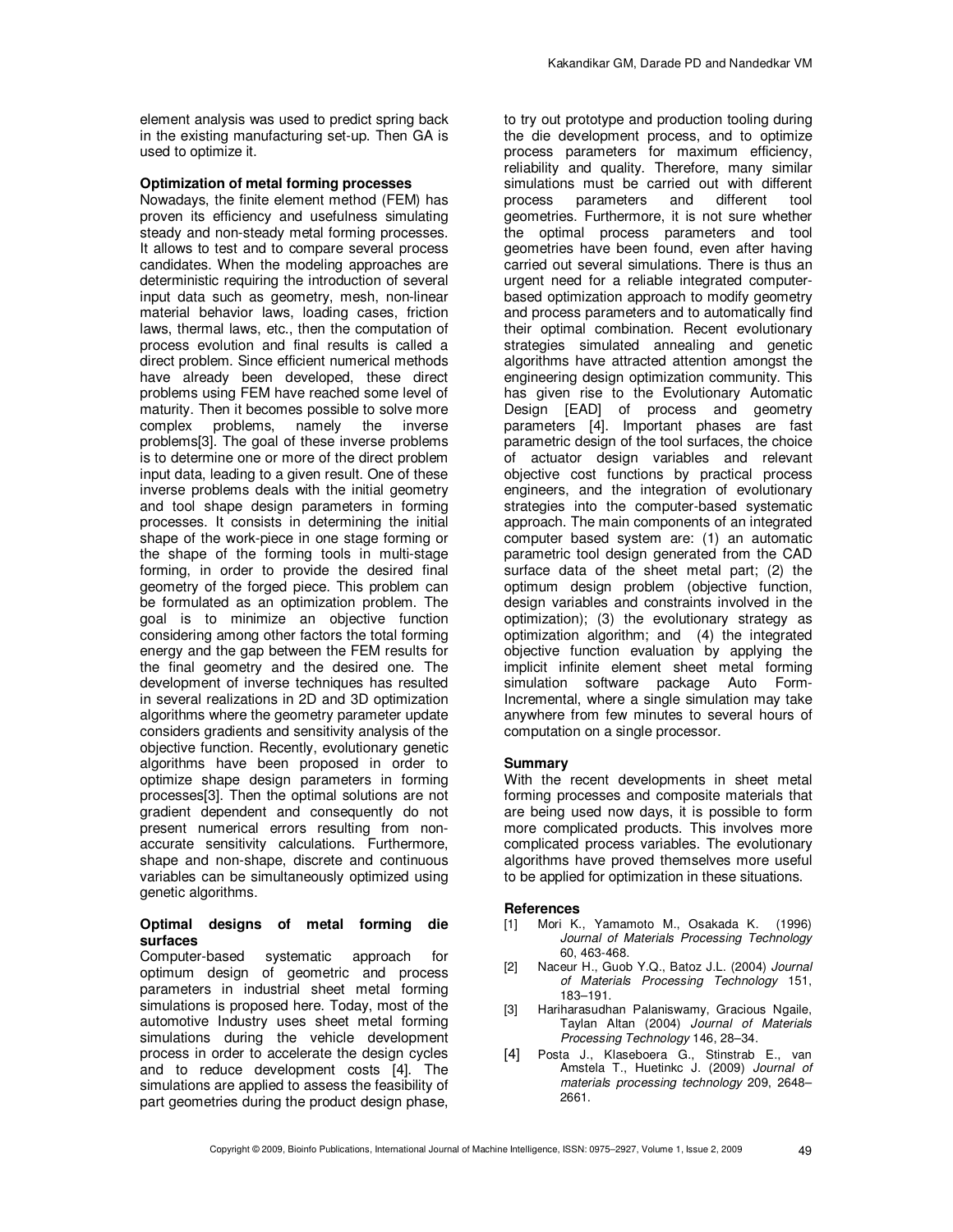element analysis was used to predict spring back in the existing manufacturing set-up. Then GA is used to optimize it.

### Optimization of metal forming processes

Nowadays, the finite element method (FEM) has proven its efficiency and usefulness simulating steady and non-steady metal forming processes. It allows to test and to compare several process candidates. When the modeling approaches are deterministic requiring the introduction of several input data such as geometry, mesh, non-linear material behavior laws, loading cases, friction laws, thermal laws, etc., then the computation of process evolution and final results is called a direct problem. Since efficient numerical methods have already been developed, these direct problems using FEM have reached some level of maturity. Then it becomes possible to solve more complex problems, namely the inverse problems[3]. The goal of these inverse problems is to determine one or more of the direct problem input data, leading to a given result. One of these inverse problems deals with the initial geometry and tool shape design parameters in forming processes. It consists in determining the initial shape of the work-piece in one stage forming or the shape of the forming tools in multi-stage forming, in order to provide the desired final geometry of the forged piece. This problem can be formulated as an optimization problem. The goal is to minimize an objective function considering among other factors the total forming energy and the gap between the FEM results for the final geometry and the desired one. The development of inverse techniques has resulted in several realizations in 2D and 3D optimization algorithms where the geometry parameter update considers gradients and sensitivity analysis of the objective function. Recently, evolutionary genetic algorithms have been proposed in order to optimize shape design parameters in forming processes[3]. Then the optimal solutions are not gradient dependent and consequently do not present numerical errors resulting from non-accurate sensitivity calculations. Furthermore, shape and non-shape, discrete and continuous variables can be simultaneously optimized using genetic algorithms.

### Optimal designs of metal forming die surfaces

Computer-based systematic approach for optimum design of geometric and process parameters in industrial sheet metal forming simulations is proposed here. Today, most of the automotive Industry uses sheet metal forming simulations during the vehicle development process in order to accelerate the design cycles and to reduce development costs [4]. The simulations are applied to assess the feasibility of part geometries during the product design phase, to try out prototype and production tooling during the die development process, and to optimize process parameters for maximum efficiency, reliability and quality. Therefore, many similar simulations must be carried out with different process parameters and different tool geometries. Furthermore, it is not sure whether the optimal process parameters and tool geometries have been found, even after having carried out several simulations. There is thus an urgent need for a reliable integrated computer-based optimization approach to modify geometry and process parameters and to automatically find their optimal combination. Recent evolutionary strategies simulated annealing and genetic algorithms have attracted attention amongst the engineering design optimization community. This has given rise to the Evolutionary Automatic Design [EAD] of process and geometry parameters [4]. Important phases are fast parametric design of the tool surfaces, the choice of actuator design variables and relevant objective cost functions by practical process engineers, and the integration of evolutionary strategies into the computer-based systematic approach. The main components of an integrated computer based system are: (1) an automatic parametric tool design generated from the CAD surface data of the sheet metal part; (2) the optimum design problem (objective function, design variables and constraints involved in the optimization); (3) the evolutionary strategy as optimization algorithm; and (4) the integrated objective function evaluation by applying the implicit infinite element sheet metal forming simulation software package Auto Form-Incremental, where a single simulation may take anywhere from few minutes to several hours of computation on a single processor.

### Summary

With the recent developments in sheet metal forming processes and composite materials that are being used now days, it is possible to form more complicated products. This involves more complicated process variables. The evolutionary algorithms have proved themselves more useful to be applied for optimization in these situations.

### References

[1] Mori K., Yamamoto M., Osakada K. (1996) *Journal of Materials Processing Technology* 60, 463-468.

[2] Naceur H., Guob Y.Q., Batoz J.L. (2004) *Journal of Materials Processing Technology* 151, 183–191.

[3] Hariharasudhan Palaniswamy, Gracious Ngaile, Taylan Altan (2004) *Journal of Materials Processing Technology* 146, 28–34.

[4] Posta J., Klaseboera G., Stinstrab E., van Amstela T., Huetinkc J. (2009) *Journal of materials processing technology* 209, 2648–2661.